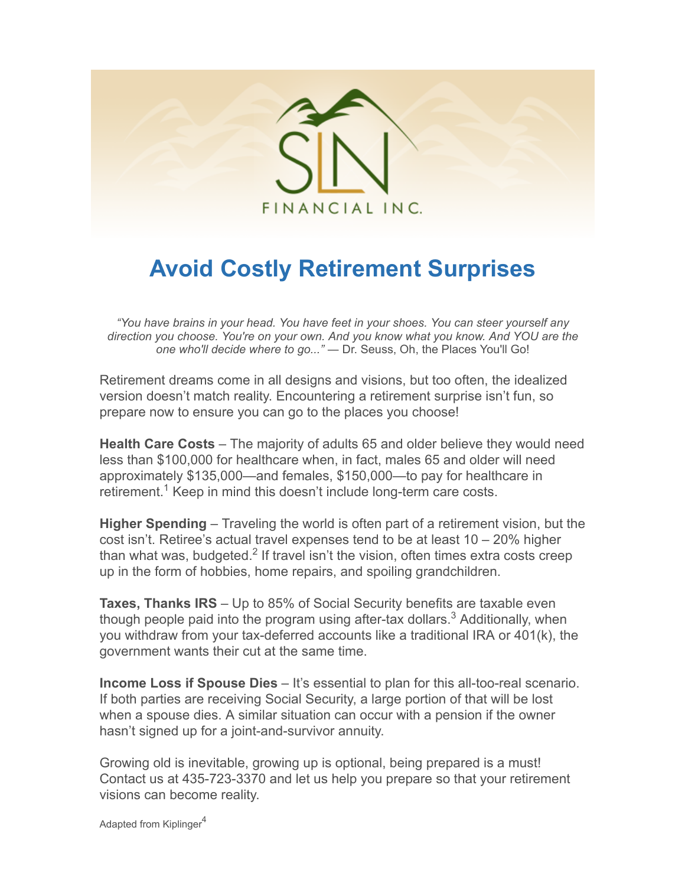SLN FINANCIAL INC.

# Avoid Costly Retirement Surprises

*"You have brains in your head. You have feet in your shoes. You can steer yourself any direction you choose. You're on your own. And you know what you know. And YOU are the one who'll decide where to go..."* — Dr. Seuss, Oh, the Places You'll Go!

Retirement dreams come in all designs and visions, but too often, the idealized version doesn't match reality. Encountering a retirement surprise isn't fun, so prepare now to ensure you can go to the places you choose!

**Health Care Costs** – The majority of adults 65 and older believe they would need less than $100,000 for healthcare when, in fact, males 65 and older will need approximately $135,000—and females, $150,000—to pay for healthcare in retirement.[1] Keep in mind this doesn't include long-term care costs.

**Higher Spending** – Traveling the world is often part of a retirement vision, but the cost isn't. Retiree's actual travel expenses tend to be at least 10 – 20% higher than what was, budgeted.[2] If travel isn't the vision, often times extra costs creep up in the form of hobbies, home repairs, and spoiling grandchildren.

**Taxes, Thanks IRS** – Up to 85% of Social Security benefits are taxable even though people paid into the program using after-tax dollars.[3] Additionally, when you withdraw from your tax-deferred accounts like a traditional IRA or 401(k), the government wants their cut at the same time.

**Income Loss if Spouse Dies** – It's essential to plan for this all-too-real scenario. If both parties are receiving Social Security, a large portion of that will be lost when a spouse dies. A similar situation can occur with a pension if the owner hasn't signed up for a joint-and-survivor annuity.

Growing old is inevitable, growing up is optional, being prepared is a must! Contact us at 435-723-3370 and let us help you prepare so that your retirement visions can become reality.

Adapted from Kiplinger[4]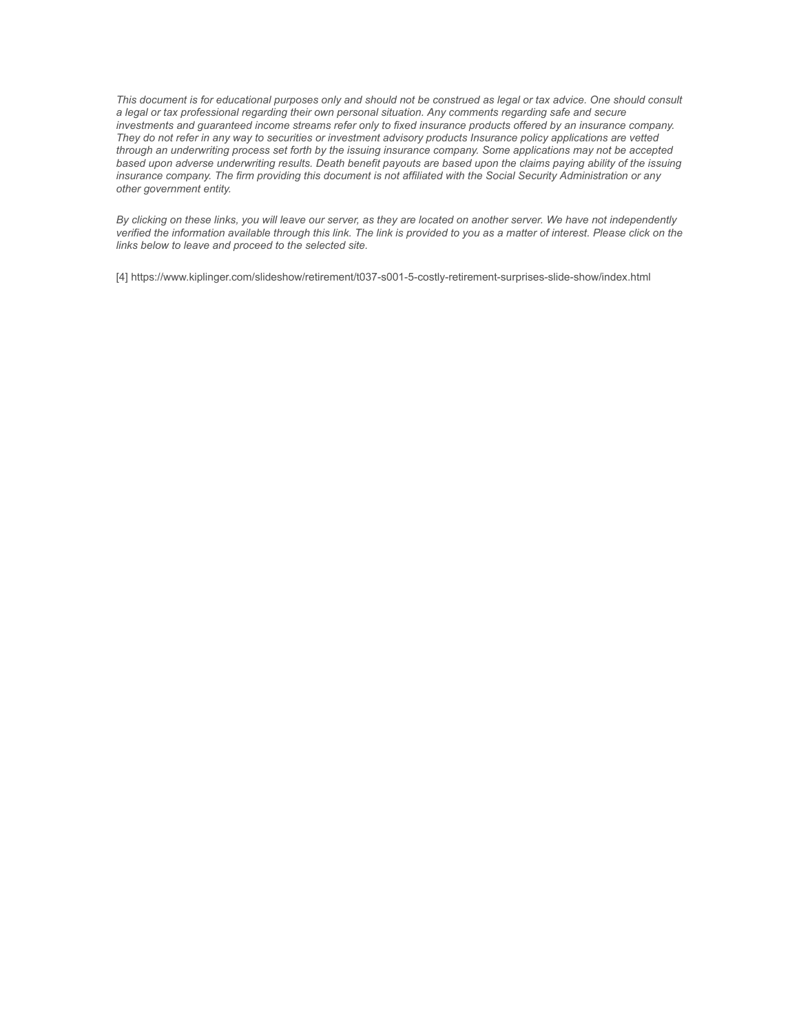*This document is for educational purposes only and should not be construed as legal or tax advice. One should consult a legal or tax professional regarding their own personal situation. Any comments regarding safe and secure investments and guaranteed income streams refer only to fixed insurance products offered by an insurance company. They do not refer in any way to securities or investment advisory products Insurance policy applications are vetted through an underwriting process set forth by the issuing insurance company. Some applications may not be accepted based upon adverse underwriting results. Death benefit payouts are based upon the claims paying ability of the issuing insurance company. The firm providing this document is not affiliated with the Social Security Administration or any other government entity.*

*By clicking on these links, you will leave our server, as they are located on another server. We have not independently verified the information available through this link. The link is provided to you as a matter of interest. Please click on the links below to leave and proceed to the selected site.*

[4] https://www.kiplinger.com/slideshow/retirement/t037-s001-5-costly-retirement-surprises-slide-show/index.html